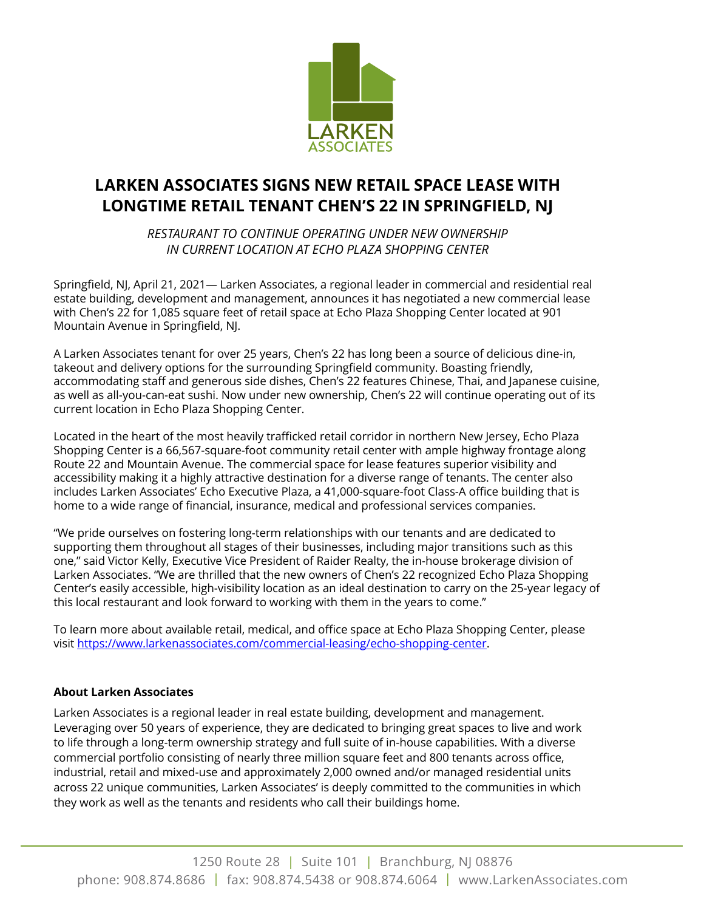LARKEN
ASSOCIATES

# LARKEN ASSOCIATES SIGNS NEW RETAIL SPACE LEASE WITH LONGTIME RETAIL TENANT CHEN'S 22 IN SPRINGFIELD, NJ

*RESTAURANT TO CONTINUE OPERATING UNDER NEW OWNERSHIP IN CURRENT LOCATION AT ECHO PLAZA SHOPPING CENTER*

Springfield, NJ, April 21, 2021— Larken Associates, a regional leader in commercial and residential real estate building, development and management, announces it has negotiated a new commercial lease with Chen's 22 for 1,085 square feet of retail space at Echo Plaza Shopping Center located at 901 Mountain Avenue in Springfield, NJ.

A Larken Associates tenant for over 25 years, Chen's 22 has long been a source of delicious dine-in, takeout and delivery options for the surrounding Springfield community. Boasting friendly, accommodating staff and generous side dishes, Chen's 22 features Chinese, Thai, and Japanese cuisine, as well as all-you-can-eat sushi. Now under new ownership, Chen's 22 will continue operating out of its current location in Echo Plaza Shopping Center.

Located in the heart of the most heavily trafficked retail corridor in northern New Jersey, Echo Plaza Shopping Center is a 66,567-square-foot community retail center with ample highway frontage along Route 22 and Mountain Avenue. The commercial space for lease features superior visibility and accessibility making it a highly attractive destination for a diverse range of tenants. The center also includes Larken Associates' Echo Executive Plaza, a 41,000-square-foot Class-A office building that is home to a wide range of financial, insurance, medical and professional services companies.

"We pride ourselves on fostering long-term relationships with our tenants and are dedicated to supporting them throughout all stages of their businesses, including major transitions such as this one," said Victor Kelly, Executive Vice President of Raider Realty, the in-house brokerage division of Larken Associates. "We are thrilled that the new owners of Chen's 22 recognized Echo Plaza Shopping Center's easily accessible, high-visibility location as an ideal destination to carry on the 25-year legacy of this local restaurant and look forward to working with them in the years to come."

To learn more about available retail, medical, and office space at Echo Plaza Shopping Center, please visit https://www.larkenassociates.com/commercial-leasing/echo-shopping-center.

**About Larken Associates**

Larken Associates is a regional leader in real estate building, development and management. Leveraging over 50 years of experience, they are dedicated to bringing great spaces to live and work to life through a long-term ownership strategy and full suite of in-house capabilities. With a diverse commercial portfolio consisting of nearly three million square feet and 800 tenants across office, industrial, retail and mixed-use and approximately 2,000 owned and/or managed residential units across 22 unique communities, Larken Associates' is deeply committed to the communities in which they work as well as the tenants and residents who call their buildings home.

1250 Route 28 | Suite 101 | Branchburg, NJ 08876
phone: 908.874.8686 | fax: 908.874.5438 or 908.874.6064 | www.LarkenAssociates.com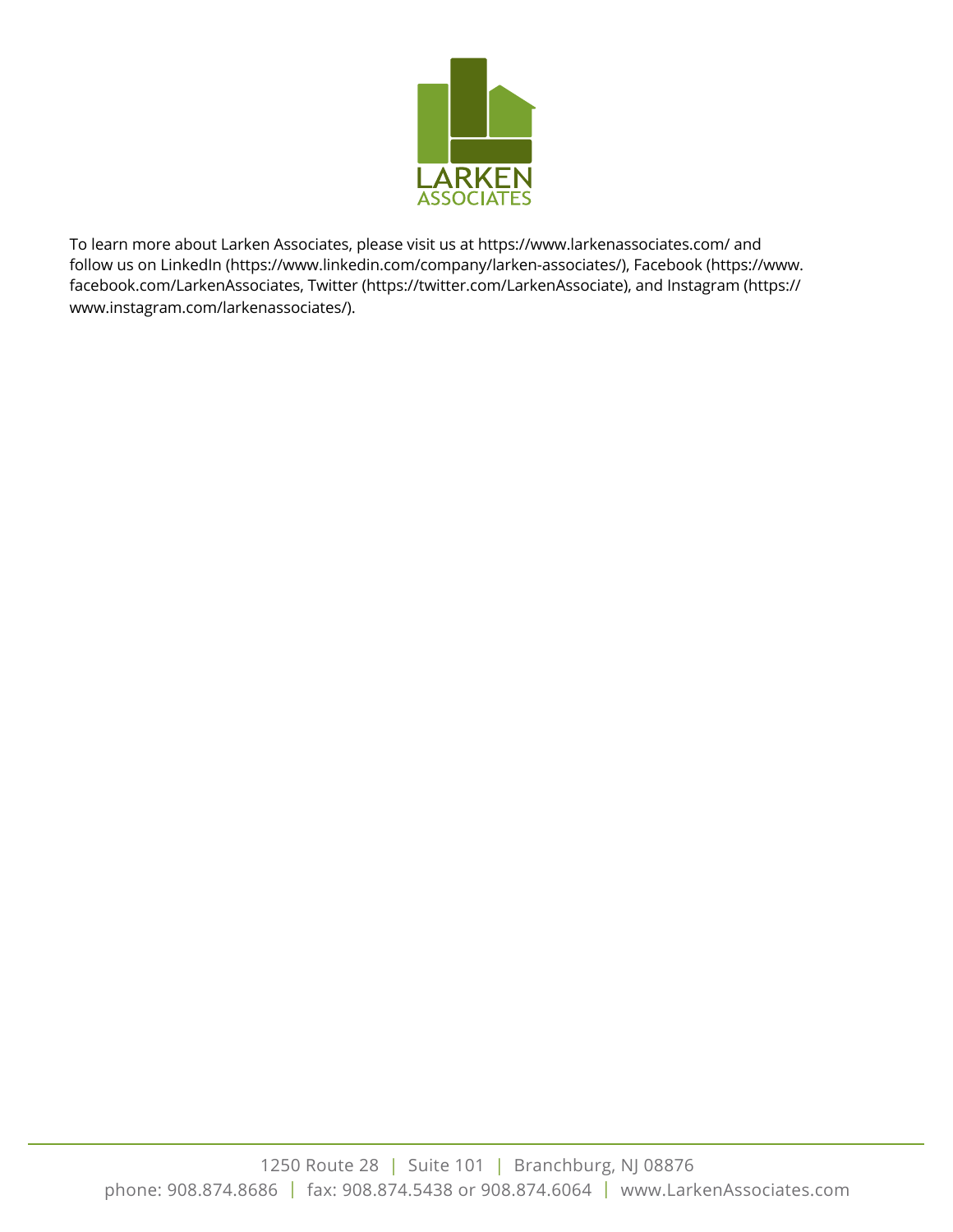LARKEN
ASSOCIATES

To learn more about Larken Associates, please visit us at https://www.larkenassociates.com/ and follow us on LinkedIn (https://www.linkedin.com/company/larken-associates/), Facebook (https://www.facebook.com/LarkenAssociates, Twitter (https://twitter.com/LarkenAssociate), and Instagram (https://www.instagram.com/larkenassociates/).

1250 Route 28 | Suite 101 | Branchburg, NJ 08876
phone: 908.874.8686 | fax: 908.874.5438 or 908.874.6064 | www.LarkenAssociates.com